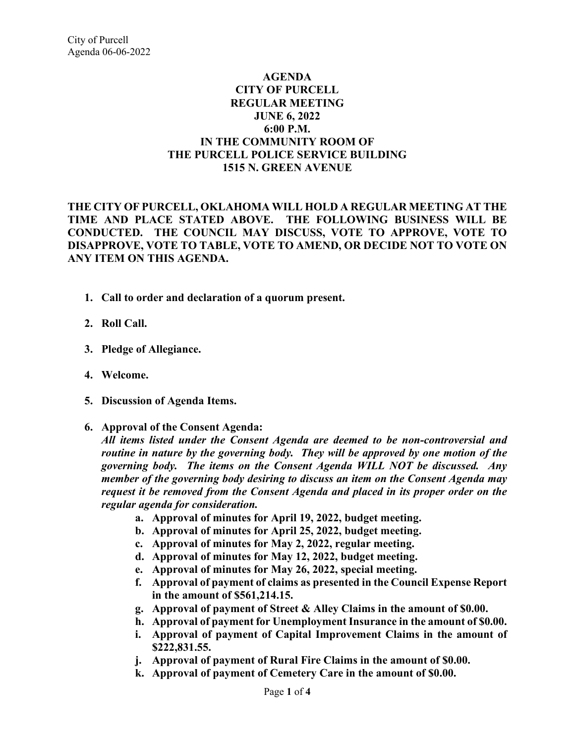# AGENDA
# CITY OF PURCELL
# REGULAR MEETING
# JUNE 6, 2022
# 6:00 P.M.
# IN THE COMMUNITY ROOM OF
# THE PURCELL POLICE SERVICE BUILDING
# 1515 N. GREEN AVENUE

**THE CITY OF PURCELL, OKLAHOMA WILL HOLD A REGULAR MEETING AT THE TIME AND PLACE STATED ABOVE. THE FOLLOWING BUSINESS WILL BE CONDUCTED. THE COUNCIL MAY DISCUSS, VOTE TO APPROVE, VOTE TO DISAPPROVE, VOTE TO TABLE, VOTE TO AMEND, OR DECIDE NOT TO VOTE ON ANY ITEM ON THIS AGENDA.**

1. **Call to order and declaration of a quorum present.**

2. **Roll Call.**

3. **Pledge of Allegiance.**

4. **Welcome.**

5. **Discussion of Agenda Items.**

6. **Approval of the Consent Agenda:**
   ***All items listed under the Consent Agenda are deemed to be non-controversial and routine in nature by the governing body. They will be approved by one motion of the governing body. The items on the Consent Agenda WILL NOT be discussed. Any member of the governing body desiring to discuss an item on the Consent Agenda may request it be removed from the Consent Agenda and placed in its proper order on the regular agenda for consideration.***
   a. **Approval of minutes for April 19, 2022, budget meeting.**
   b. **Approval of minutes for April 25, 2022, budget meeting.**
   c. **Approval of minutes for May 2, 2022, regular meeting.**
   d. **Approval of minutes for May 12, 2022, budget meeting.**
   e. **Approval of minutes for May 26, 2022, special meeting.**
   f. **Approval of payment of claims as presented in the Council Expense Report in the amount of $561,214.15.**
   g. **Approval of payment of Street & Alley Claims in the amount of $0.00.**
   h. **Approval of payment for Unemployment Insurance in the amount of $0.00.**
   i. **Approval of payment of Capital Improvement Claims in the amount of $222,831.55.**
   j. **Approval of payment of Rural Fire Claims in the amount of $0.00.**
   k. **Approval of payment of Cemetery Care in the amount of $0.00.**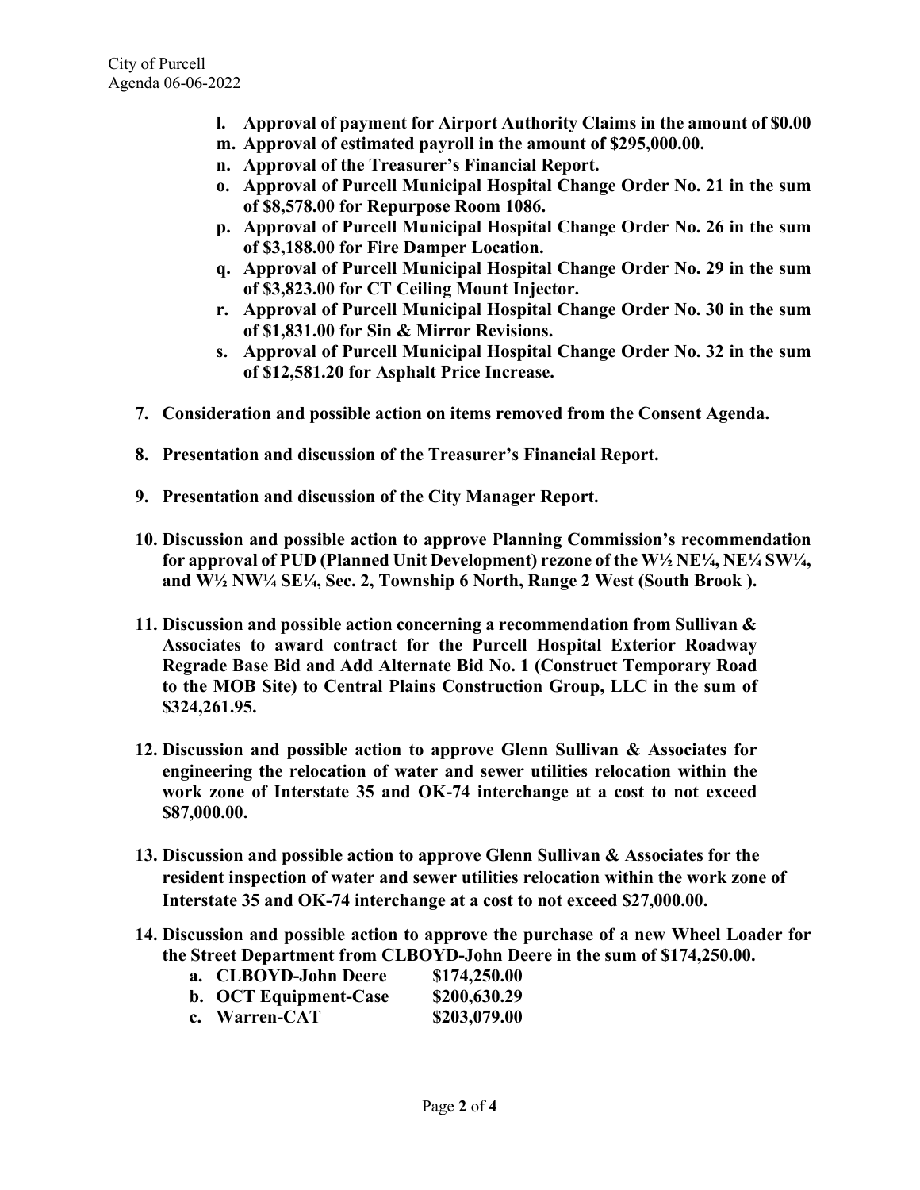- **l. Approval of payment for Airport Authority Claims in the amount of $0.00**
- **m. Approval of estimated payroll in the amount of $295,000.00.**
- **n. Approval of the Treasurer's Financial Report.**
- **o. Approval of Purcell Municipal Hospital Change Order No. 21 in the sum of $8,578.00 for Repurpose Room 1086.**
- **p. Approval of Purcell Municipal Hospital Change Order No. 26 in the sum of $3,188.00 for Fire Damper Location.**
- **q. Approval of Purcell Municipal Hospital Change Order No. 29 in the sum of $3,823.00 for CT Ceiling Mount Injector.**
- **r. Approval of Purcell Municipal Hospital Change Order No. 30 in the sum of $1,831.00 for Sin & Mirror Revisions.**
- **s. Approval of Purcell Municipal Hospital Change Order No. 32 in the sum of $12,581.20 for Asphalt Price Increase.**

7. **Consideration and possible action on items removed from the Consent Agenda.**

8. **Presentation and discussion of the Treasurer's Financial Report.**

9. **Presentation and discussion of the City Manager Report.**

10. **Discussion and possible action to approve Planning Commission's recommendation for approval of PUD (Planned Unit Development) rezone of the W½ NE¼, NE¼ SW¼, and W½ NW¼ SE¼, Sec. 2, Township 6 North, Range 2 West (South Brook ).**

11. **Discussion and possible action concerning a recommendation from Sullivan & Associates to award contract for the Purcell Hospital Exterior Roadway Regrade Base Bid and Add Alternate Bid No. 1 (Construct Temporary Road to the MOB Site) to Central Plains Construction Group, LLC in the sum of $324,261.95.**

12. **Discussion and possible action to approve Glenn Sullivan & Associates for engineering the relocation of water and sewer utilities relocation within the work zone of Interstate 35 and OK-74 interchange at a cost to not exceed $87,000.00.**

13. **Discussion and possible action to approve Glenn Sullivan & Associates for the resident inspection of water and sewer utilities relocation within the work zone of Interstate 35 and OK-74 interchange at a cost to not exceed $27,000.00.**

14. **Discussion and possible action to approve the purchase of a new Wheel Loader for the Street Department from CLBOYD-John Deere in the sum of $174,250.00.**
    - **a. CLBOYD-John Deere $174,250.00**
    - **b. OCT Equipment-Case $200,630.29**
    - **c. Warren-CAT $203,079.00**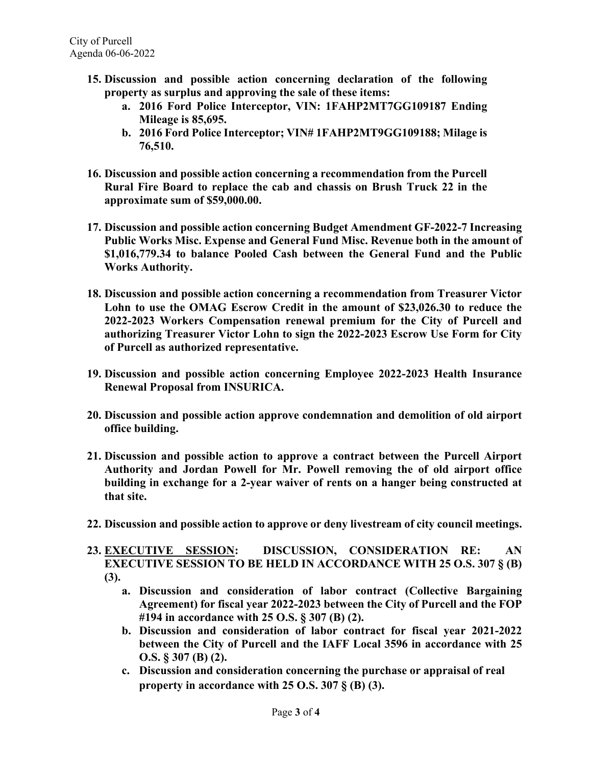15. **Discussion and possible action concerning declaration of the following property as surplus and approving the sale of these items:**
    a. **2016 Ford Police Interceptor, VIN: 1FAHP2MT7GG109187 Ending Mileage is 85,695.**
    b. **2016 Ford Police Interceptor; VIN# 1FAHP2MT9GG109188; Milage is 76,510.**

16. **Discussion and possible action concerning a recommendation from the Purcell Rural Fire Board to replace the cab and chassis on Brush Truck 22 in the approximate sum of $59,000.00.**

17. **Discussion and possible action concerning Budget Amendment GF-2022-7 Increasing Public Works Misc. Expense and General Fund Misc. Revenue both in the amount of $1,016,779.34 to balance Pooled Cash between the General Fund and the Public Works Authority.**

18. **Discussion and possible action concerning a recommendation from Treasurer Victor Lohn to use the OMAG Escrow Credit in the amount of $23,026.30 to reduce the 2022-2023 Workers Compensation renewal premium for the City of Purcell and authorizing Treasurer Victor Lohn to sign the 2022-2023 Escrow Use Form for City of Purcell as authorized representative.**

19. **Discussion and possible action concerning Employee 2022-2023 Health Insurance Renewal Proposal from INSURICA.**

20. **Discussion and possible action approve condemnation and demolition of old airport office building.**

21. **Discussion and possible action to approve a contract between the Purcell Airport Authority and Jordan Powell for Mr. Powell removing the of old airport office building in exchange for a 2-year waiver of rents on a hanger being constructed at that site.**

22. **Discussion and possible action to approve or deny livestream of city council meetings.**

23. **EXECUTIVE SESSION: DISCUSSION, CONSIDERATION RE: AN EXECUTIVE SESSION TO BE HELD IN ACCORDANCE WITH 25 O.S. 307 § (B) (3).**
    a. **Discussion and consideration of labor contract (Collective Bargaining Agreement) for fiscal year 2022-2023 between the City of Purcell and the FOP #194 in accordance with 25 O.S. § 307 (B) (2).**
    b. **Discussion and consideration of labor contract for fiscal year 2021-2022 between the City of Purcell and the IAFF Local 3596 in accordance with 25 O.S. § 307 (B) (2).**
    c. **Discussion and consideration concerning the purchase or appraisal of real property in accordance with 25 O.S. 307 § (B) (3).**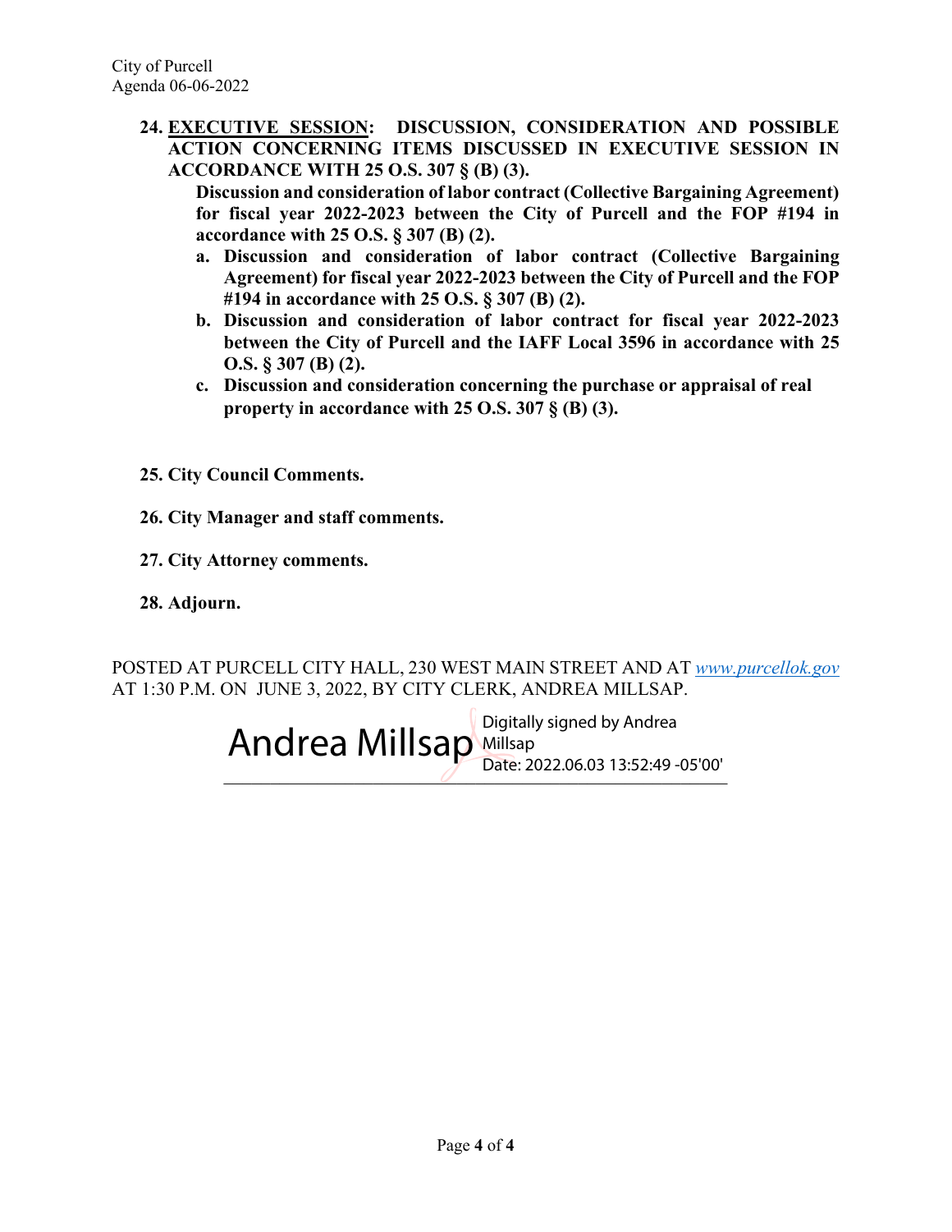24. **<u>EXECUTIVE SESSION</u>: DISCUSSION, CONSIDERATION AND POSSIBLE ACTION CONCERNING ITEMS DISCUSSED IN EXECUTIVE SESSION IN ACCORDANCE WITH 25 O.S. 307 § (B) (3).**

    **Discussion and consideration of labor contract (Collective Bargaining Agreement) for fiscal year 2022-2023 between the City of Purcell and the FOP #194 in accordance with 25 O.S. § 307 (B) (2).**

    a. **Discussion and consideration of labor contract (Collective Bargaining Agreement) for fiscal year 2022-2023 between the City of Purcell and the FOP #194 in accordance with 25 O.S. § 307 (B) (2).**
    b. **Discussion and consideration of labor contract for fiscal year 2022-2023 between the City of Purcell and the IAFF Local 3596 in accordance with 25 O.S. § 307 (B) (2).**
    c. **Discussion and consideration concerning the purchase or appraisal of real property in accordance with 25 O.S. 307 § (B) (3).**

25. **City Council Comments.**

26. **City Manager and staff comments.**

27. **City Attorney comments.**

28. **Adjourn.**

POSTED AT PURCELL CITY HALL, 230 WEST MAIN STREET AND AT *www.purcellok.gov* AT 1:30 P.M. ON JUNE 3, 2022, BY CITY CLERK, ANDREA MILLSAP.

Andrea Millsap Digitally signed by Andrea Millsap
Date: 2022.06.03 13:52:49 -05'00'